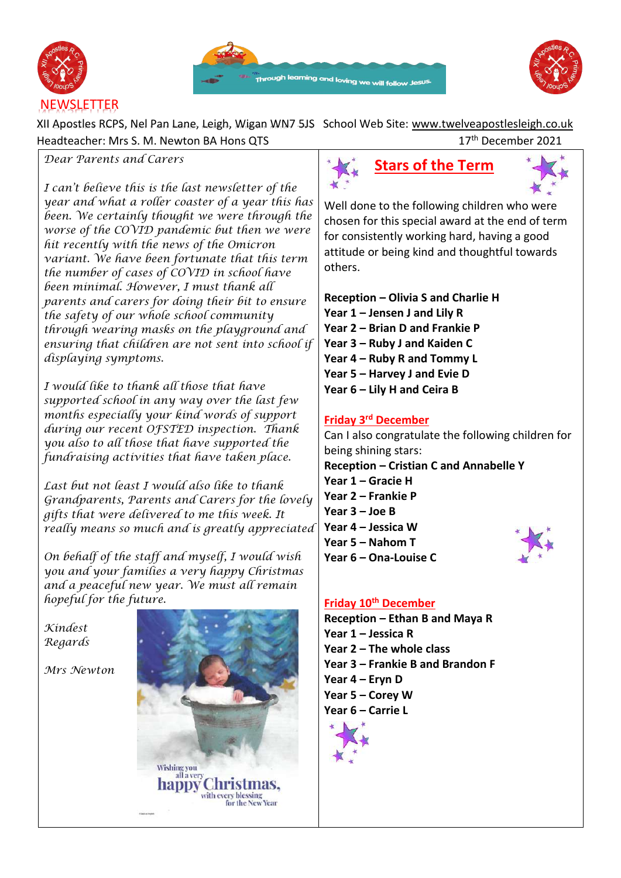# NEWSLETTER

XII Apostles RCPS, Nel Pan Lane, Leigh, Wigan WN7 5JS School Web Site: www.twelveapostlesleigh.co.uk

Headteacher: Mrs S. M. Newton BA Hons QTS

17th December 2021

*Dear Parents and Carers*

*I can't believe this is the last newsletter of the year and what a roller coaster of a year this has been. We certainly thought we were through the worse of the COVID pandemic but then we were hit recently with the news of the Omicron variant. We have been fortunate that this term the number of cases of COVID in school have been minimal. However, I must thank all parents and carers for doing their bit to ensure the safety of our whole school community through wearing masks on the playground and ensuring that children are not sent into school if displaying symptoms.*

*I would like to thank all those that have supported school in any way over the last few months especially your kind words of support during our recent OFSTED inspection. Thank you also to all those that have supported the fundraising activities that have taken place.*

*Last but not least I would also like to thank Grandparents, Parents and Carers for the lovely gifts that were delivered to me this week. It really means so much and is greatly appreciated.*

*On behalf of the staff and myself, I would wish you and your families a very happy Christmas and a peaceful new year. We must all remain hopeful for the future.*

*Kindest Regards*

*Mrs Newton*

Wishing you all a very happy Christmas, with every blessing for the New Year

## Stars of the Term

Well done to the following children who were chosen for this special award at the end of term for consistently working hard, having a good attitude or being kind and thoughtful towards others.

**Reception – Olivia S and Charlie H**
**Year 1 – Jensen J and Lily R**
**Year 2 – Brian D and Frankie P**
**Year 3 – Ruby J and Kaiden C**
**Year 4 – Ruby R and Tommy L**
**Year 5 – Harvey J and Evie D**
**Year 6 – Lily H and Ceira B**

### Friday 3rd December

Can I also congratulate the following children for being shining stars:

**Reception – Cristian C and Annabelle Y**
**Year 1 – Gracie H**
**Year 2 – Frankie P**
**Year 3 – Joe B**
**Year 4 – Jessica W**
**Year 5 – Nahom T**
**Year 6 – Ona-Louise C**

### Friday 10th December

**Reception – Ethan B and Maya R**
**Year 1 – Jessica R**
**Year 2 – The whole class**
**Year 3 – Frankie B and Brandon F**
**Year 4 – Eryn D**
**Year 5 – Corey W**
**Year 6 – Carrie L**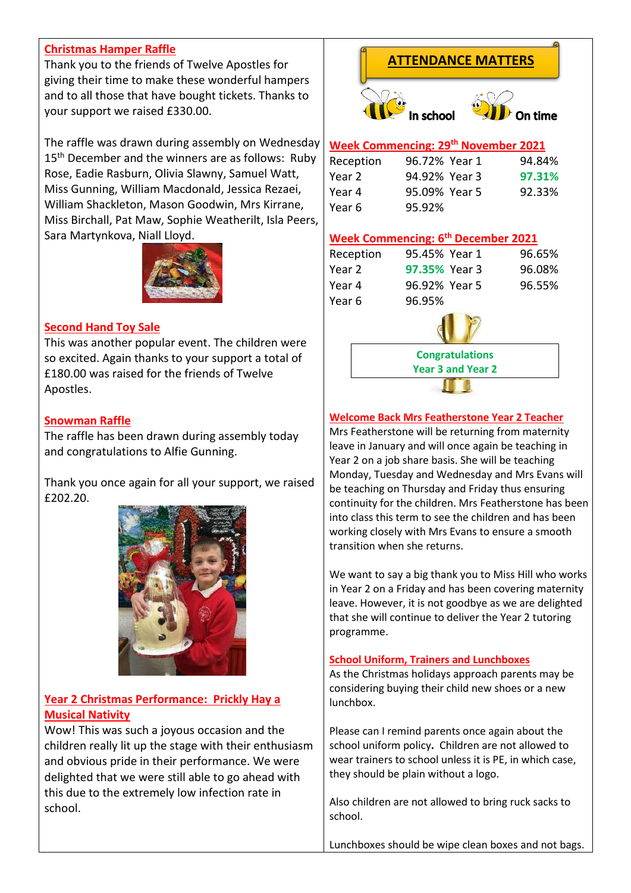## Christmas Hamper Raffle

Thank you to the friends of Twelve Apostles for giving their time to make these wonderful hampers and to all those that have bought tickets. Thanks to your support we raised £330.00.

The raffle was drawn during assembly on Wednesday 15th December and the winners are as follows: Ruby Rose, Eadie Rasburn, Olivia Slawny, Samuel Watt, Miss Gunning, William Macdonald, Jessica Rezaei, William Shackleton, Mason Goodwin, Mrs Kirrane, Miss Birchall, Pat Maw, Sophie Weatherilt, Isla Peers, Sara Martynkova, Niall Lloyd.

## Second Hand Toy Sale

This was another popular event. The children were so excited. Again thanks to your support a total of £180.00 was raised for the friends of Twelve Apostles.

## Snowman Raffle

The raffle has been drawn during assembly today and congratulations to Alfie Gunning.

Thank you once again for all your support, we raised £202.20.

## Year 2 Christmas Performance: Prickly Hay a Musical Nativity

Wow! This was such a joyous occasion and the children really lit up the stage with their enthusiasm and obvious pride in their performance. We were delighted that we were still able to go ahead with this due to the extremely low infection rate in school.

## ATTENDANCE MATTERS

In school &nbsp;&nbsp; On time

### Week Commencing: 29th November 2021

| | | | |
|---|---|---|---|
| Reception | 96.72% | Year 1 | 94.84% |
| Year 2 | 94.92% | Year 3 | **97.31%** |
| Year 4 | 95.09% | Year 5 | 92.33% |
| Year 6 | 95.92% | | |

### Week Commencing: 6th December 2021

| | | | |
|---|---|---|---|
| Reception | 95.45% | Year 1 | 96.65% |
| Year 2 | **97.35%** | Year 3 | 96.08% |
| Year 4 | 96.92% | Year 5 | 96.55% |
| Year 6 | 96.95% | | |

**Congratulations
Year 3 and Year 2**

## Welcome Back Mrs Featherstone Year 2 Teacher

Mrs Featherstone will be returning from maternity leave in January and will once again be teaching in Year 2 on a job share basis. She will be teaching Monday, Tuesday and Wednesday and Mrs Evans will be teaching on Thursday and Friday thus ensuring continuity for the children. Mrs Featherstone has been into class this term to see the children and has been working closely with Mrs Evans to ensure a smooth transition when she returns.

We want to say a big thank you to Miss Hill who works in Year 2 on a Friday and has been covering maternity leave. However, it is not goodbye as we are delighted that she will continue to deliver the Year 2 tutoring programme.

## School Uniform, Trainers and Lunchboxes

As the Christmas holidays approach parents may be considering buying their child new shoes or a new lunchbox.

Please can I remind parents once again about the school uniform policy**.** Children are not allowed to wear trainers to school unless it is PE, in which case, they should be plain without a logo.

Also children are not allowed to bring ruck sacks to school.

Lunchboxes should be wipe clean boxes and not bags.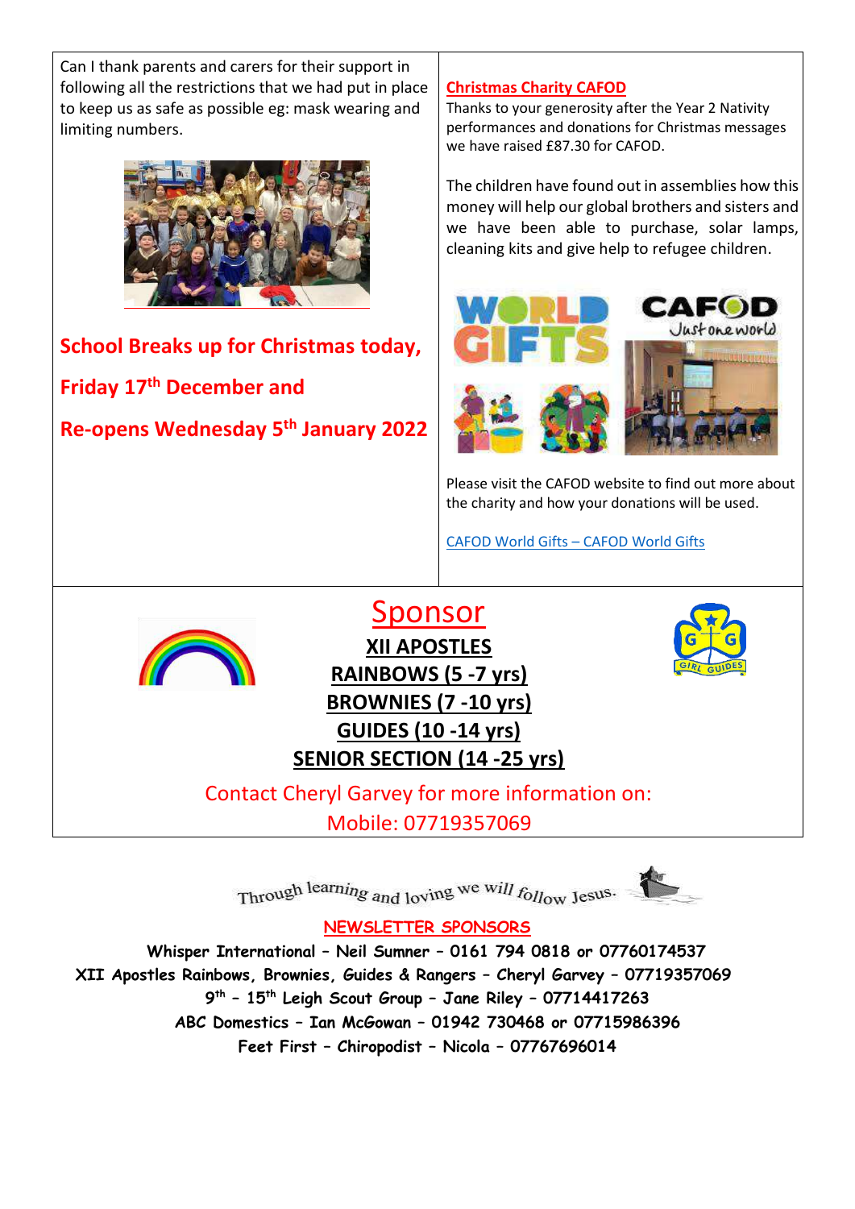Can I thank parents and carers for their support in following all the restrictions that we had put in place to keep us as safe as possible eg: mask wearing and limiting numbers.

**School Breaks up for Christmas today,**

**Friday 17th December and**

**Re-opens Wednesday 5th January 2022**

## Christmas Charity CAFOD

Thanks to your generosity after the Year 2 Nativity performances and donations for Christmas messages we have raised £87.30 for CAFOD.

The children have found out in assemblies how this money will help our global brothers and sisters and we have been able to purchase, solar lamps, cleaning kits and give help to refugee children.

Please visit the CAFOD website to find out more about the charity and how your donations will be used.

CAFOD World Gifts – CAFOD World Gifts

## Sponsor

**XII APOSTLES**

**RAINBOWS (5 -7 yrs)**

**BROWNIES (7 -10 yrs)**

**GUIDES (10 -14 yrs)**

**SENIOR SECTION (14 -25 yrs)**

Contact Cheryl Garvey for more information on:

Mobile: 07719357069

Through learning and loving we will follow Jesus.

## NEWSLETTER SPONSORS

**Whisper International – Neil Sumner – 0161 794 0818 or 07760174537**

**XII Apostles Rainbows, Brownies, Guides & Rangers – Cheryl Garvey – 07719357069**

**9th – 15th Leigh Scout Group – Jane Riley – 07714417263**

**ABC Domestics – Ian McGowan – 01942 730468 or 07715986396**

**Feet First – Chiropodist – Nicola – 07767696014**